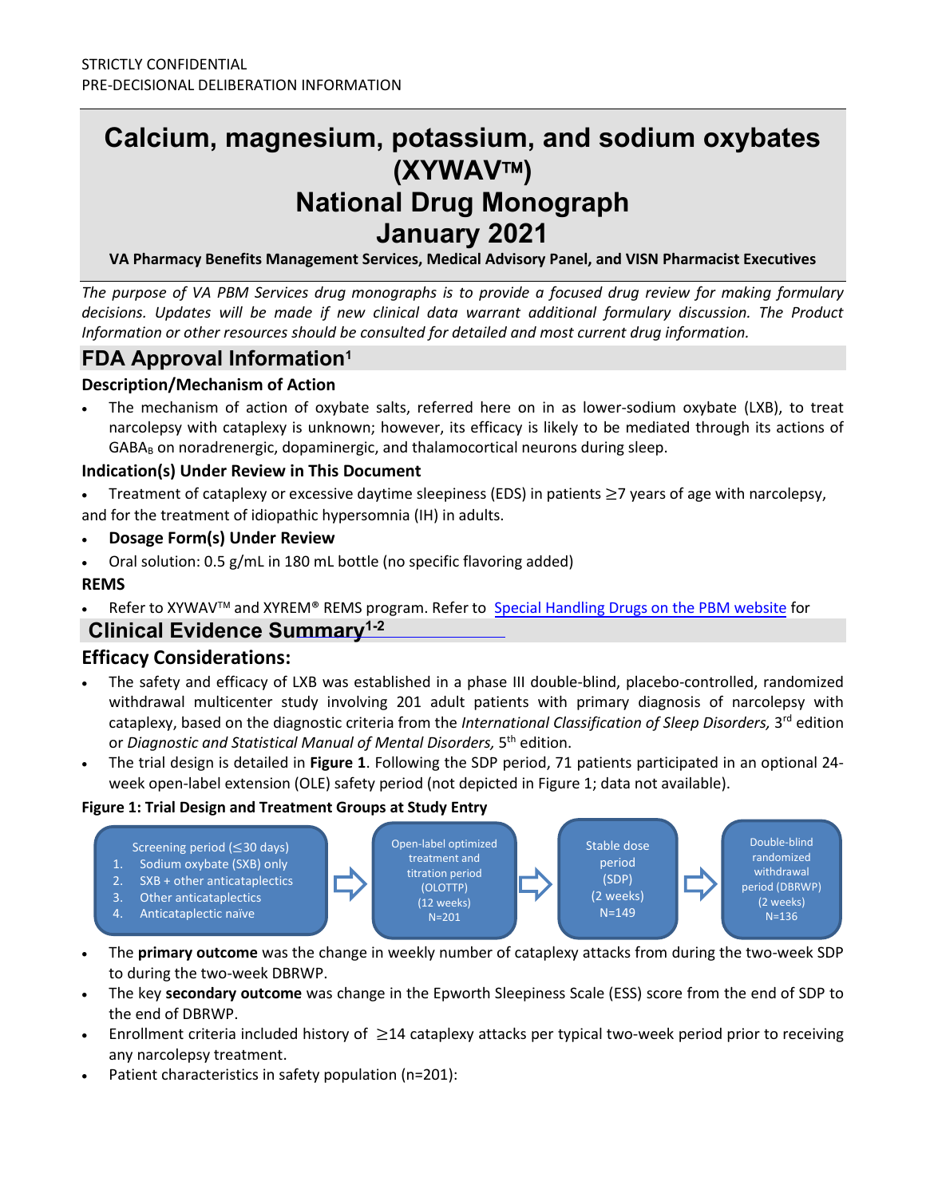STRICTLY CONFIDENTIAL
PRE-DECISIONAL DELIBERATION INFORMATION

# Calcium, magnesium, potassium, and sodium oxybates (XYWAV™) National Drug Monograph January 2021

**VA Pharmacy Benefits Management Services, Medical Advisory Panel, and VISN Pharmacist Executives**

*The purpose of VA PBM Services drug monographs is to provide a focused drug review for making formulary decisions. Updates will be made if new clinical data warrant additional formulary discussion. The Product Information or other resources should be consulted for detailed and most current drug information.*

## FDA Approval Information[1]

### Description/Mechanism of Action

- The mechanism of action of oxybate salts, referred here on in as lower-sodium oxybate (LXB), to treat narcolepsy with cataplexy is unknown; however, its efficacy is likely to be mediated through its actions of $GABA_B$ on noradrenergic, dopaminergic, and thalamocortical neurons during sleep.

### Indication(s) Under Review in This Document

- Treatment of cataplexy or excessive daytime sleepiness (EDS) in patients ≥7 years of age with narcolepsy, and for the treatment of idiopathic hypersomnia (IH) in adults.

- **Dosage Form(s) Under Review**
- Oral solution: 0.5 g/mL in 180 mL bottle (no specific flavoring added)

### REMS

- Refer to XYWAV™ and XYREM® REMS program. Refer to [Special Handling Drugs on the PBM website] for

## Clinical Evidence Summary[1-2]

### Efficacy Considerations:

- The safety and efficacy of LXB was established in a phase III double-blind, placebo-controlled, randomized withdrawal multicenter study involving 201 adult patients with primary diagnosis of narcolepsy with cataplexy, based on the diagnostic criteria from the *International Classification of Sleep Disorders,* 3rd edition or *Diagnostic and Statistical Manual of Mental Disorders,* 5th edition.
- The trial design is detailed in **Figure 1**. Following the SDP period, 71 patients participated in an optional 24-week open-label extension (OLE) safety period (not depicted in Figure 1; data not available).

**Figure 1: Trial Design and Treatment Groups at Study Entry**

Screening period (≤30 days)
1. Sodium oxybate (SXB) only
2. SXB + other anticataplectics
3. Other anticataplectics
4. Anticataplectic naïve

→ Open-label optimized treatment and titration period (OLOTTP) (12 weeks) N=201 → Stable dose period (SDP) (2 weeks) N=149 → Double-blind randomized withdrawal period (DBRWP) (2 weeks) N=136

- The **primary outcome** was the change in weekly number of cataplexy attacks from during the two-week SDP to during the two-week DBRWP.
- The key **secondary outcome** was change in the Epworth Sleepiness Scale (ESS) score from the end of SDP to the end of DBRWP.
- Enrollment criteria included history of ≥14 cataplexy attacks per typical two-week period prior to receiving any narcolepsy treatment.
- Patient characteristics in safety population (n=201):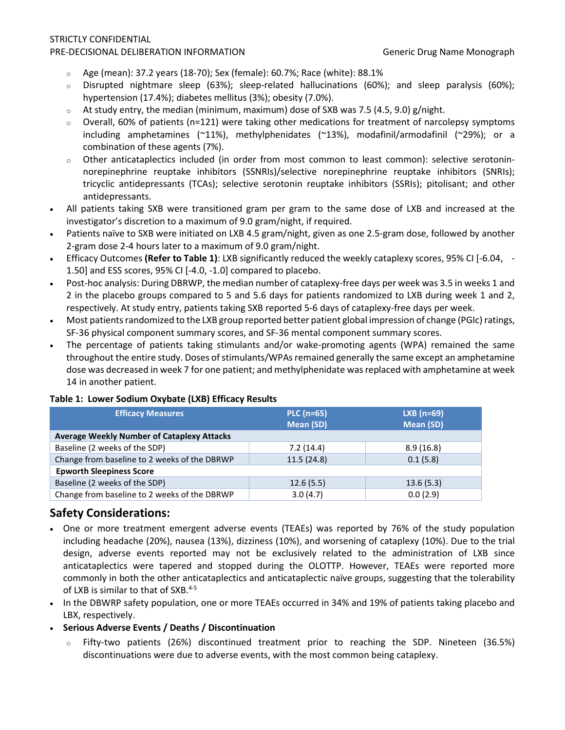- Age (mean): 37.2 years (18-70); Sex (female): 60.7%; Race (white): 88.1%
  - Disrupted nightmare sleep (63%); sleep-related hallucinations (60%); and sleep paralysis (60%); hypertension (17.4%); diabetes mellitus (3%); obesity (7.0%).
  - At study entry, the median (minimum, maximum) dose of SXB was 7.5 (4.5, 9.0) g/night.
  - Overall, 60% of patients (n=121) were taking other medications for treatment of narcolepsy symptoms including amphetamines (~11%), methylphenidates (~13%), modafinil/armodafinil (~29%); or a combination of these agents (7%).
  - Other anticataplectics included (in order from most common to least common): selective serotonin-norepinephrine reuptake inhibitors (SSNRIs)/selective norepinephrine reuptake inhibitors (SNRIs); tricyclic antidepressants (TCAs); selective serotonin reuptake inhibitors (SSRIs); pitolisant; and other antidepressants.
- All patients taking SXB were transitioned gram per gram to the same dose of LXB and increased at the investigator's discretion to a maximum of 9.0 gram/night, if required.
- Patients naïve to SXB were initiated on LXB 4.5 gram/night, given as one 2.5-gram dose, followed by another 2-gram dose 2-4 hours later to a maximum of 9.0 gram/night.
- Efficacy Outcomes **(Refer to Table 1)**: LXB significantly reduced the weekly cataplexy scores, 95% CI [-6.04, -1.50] and ESS scores, 95% CI [-4.0, -1.0] compared to placebo.
- Post-hoc analysis: During DBRWP, the median number of cataplexy-free days per week was 3.5 in weeks 1 and 2 in the placebo groups compared to 5 and 5.6 days for patients randomized to LXB during week 1 and 2, respectively. At study entry, patients taking SXB reported 5-6 days of cataplexy-free days per week.
- Most patients randomized to the LXB group reported better patient global impression of change (PGIc) ratings, SF-36 physical component summary scores, and SF-36 mental component summary scores.
- The percentage of patients taking stimulants and/or wake-promoting agents (WPA) remained the same throughout the entire study. Doses of stimulants/WPAs remained generally the same except an amphetamine dose was decreased in week 7 for one patient; and methylphenidate was replaced with amphetamine at week 14 in another patient.

**Table 1: Lower Sodium Oxybate (LXB) Efficacy Results**

| Efficacy Measures | PLC (n=65) Mean (SD) | LXB (n=69) Mean (SD) |
|---|---|---|
| **Average Weekly Number of Cataplexy Attacks** | | |
| Baseline (2 weeks of the SDP) | 7.2 (14.4) | 8.9 (16.8) |
| Change from baseline to 2 weeks of the DBRWP | 11.5 (24.8) | 0.1 (5.8) |
| **Epworth Sleepiness Score** | | |
| Baseline (2 weeks of the SDP) | 12.6 (5.5) | 13.6 (5.3) |
| Change from baseline to 2 weeks of the DBRWP | 3.0 (4.7) | 0.0 (2.9) |

## Safety Considerations:

- One or more treatment emergent adverse events (TEAEs) was reported by 76% of the study population including headache (20%), nausea (13%), dizziness (10%), and worsening of cataplexy (10%). Due to the trial design, adverse events reported may not be exclusively related to the administration of LXB since anticataplectics were tapered and stopped during the OLOTTP. However, TEAEs were reported more commonly in both the other anticataplectics and anticataplectic naïve groups, suggesting that the tolerability of LXB is similar to that of SXB.[4-5]
- In the DBWRP safety population, one or more TEAEs occurred in 34% and 19% of patients taking placebo and LBX, respectively.
- **Serious Adverse Events / Deaths / Discontinuation**
  - Fifty-two patients (26%) discontinued treatment prior to reaching the SDP. Nineteen (36.5%) discontinuations were due to adverse events, with the most common being cataplexy.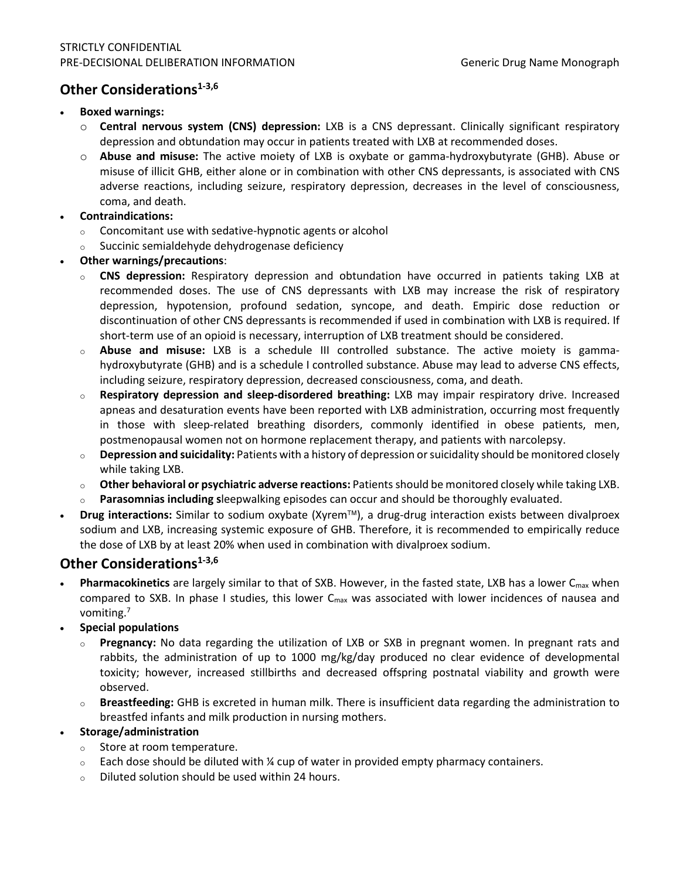## Other Considerations[1-3,6]

- **Boxed warnings:**
  - **Central nervous system (CNS) depression:** LXB is a CNS depressant. Clinically significant respiratory depression and obtundation may occur in patients treated with LXB at recommended doses.
  - **Abuse and misuse:** The active moiety of LXB is oxybate or gamma-hydroxybutyrate (GHB). Abuse or misuse of illicit GHB, either alone or in combination with other CNS depressants, is associated with CNS adverse reactions, including seizure, respiratory depression, decreases in the level of consciousness, coma, and death.
- **Contraindications:**
  - Concomitant use with sedative-hypnotic agents or alcohol
  - Succinic semialdehyde dehydrogenase deficiency
- **Other warnings/precautions**:
  - **CNS depression:** Respiratory depression and obtundation have occurred in patients taking LXB at recommended doses. The use of CNS depressants with LXB may increase the risk of respiratory depression, hypotension, profound sedation, syncope, and death. Empiric dose reduction or discontinuation of other CNS depressants is recommended if used in combination with LXB is required. If short-term use of an opioid is necessary, interruption of LXB treatment should be considered.
  - **Abuse and misuse:** LXB is a schedule III controlled substance. The active moiety is gamma-hydroxybutyrate (GHB) and is a schedule I controlled substance. Abuse may lead to adverse CNS effects, including seizure, respiratory depression, decreased consciousness, coma, and death.
  - **Respiratory depression and sleep-disordered breathing:** LXB may impair respiratory drive. Increased apneas and desaturation events have been reported with LXB administration, occurring most frequently in those with sleep-related breathing disorders, commonly identified in obese patients, men, postmenopausal women not on hormone replacement therapy, and patients with narcolepsy.
  - **Depression and suicidality:** Patients with a history of depression or suicidality should be monitored closely while taking LXB.
  - **Other behavioral or psychiatric adverse reactions:** Patients should be monitored closely while taking LXB.
  - **Parasomnias including s**leepwalking episodes can occur and should be thoroughly evaluated.
- **Drug interactions:** Similar to sodium oxybate (Xyrem™), a drug-drug interaction exists between divalproex sodium and LXB, increasing systemic exposure of GHB. Therefore, it is recommended to empirically reduce the dose of LXB by at least 20% when used in combination with divalproex sodium.

## Other Considerations[1-3,6]

- **Pharmacokinetics** are largely similar to that of SXB. However, in the fasted state, LXB has a lower $C_{max}$ when compared to SXB. In phase I studies, this lower $C_{max}$ was associated with lower incidences of nausea and vomiting.[7]
- **Special populations**
  - **Pregnancy:** No data regarding the utilization of LXB or SXB in pregnant women. In pregnant rats and rabbits, the administration of up to 1000 mg/kg/day produced no clear evidence of developmental toxicity; however, increased stillbirths and decreased offspring postnatal viability and growth were observed.
  - **Breastfeeding:** GHB is excreted in human milk. There is insufficient data regarding the administration to breastfed infants and milk production in nursing mothers.
- **Storage/administration**
  - Store at room temperature.
  - Each dose should be diluted with ¼ cup of water in provided empty pharmacy containers.
  - Diluted solution should be used within 24 hours.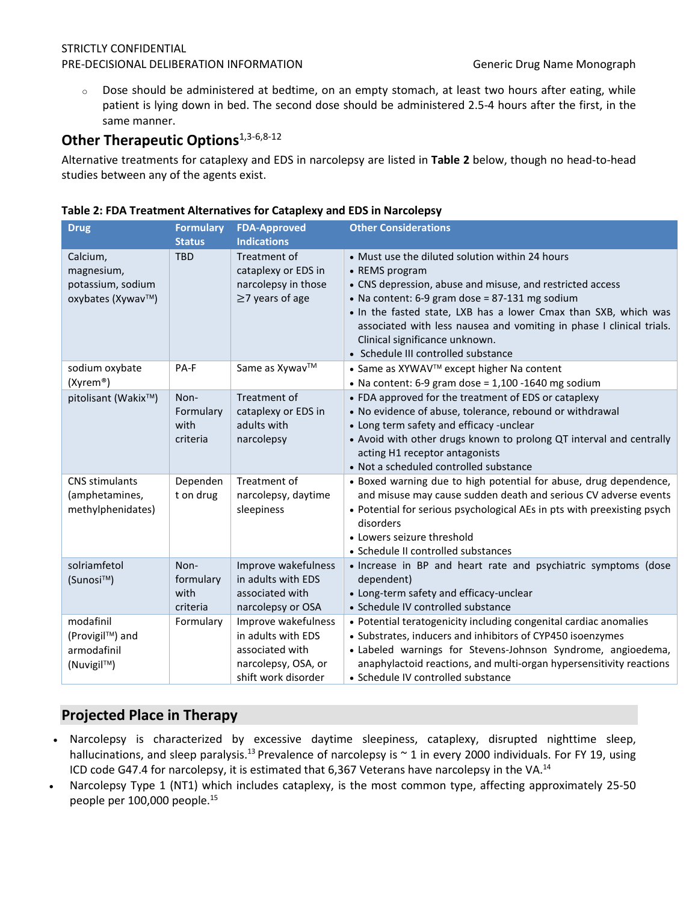- Dose should be administered at bedtime, on an empty stomach, at least two hours after eating, while patient is lying down in bed. The second dose should be administered 2.5-4 hours after the first, in the same manner.

## Other Therapeutic Options[1,3-6,8-12]

Alternative treatments for cataplexy and EDS in narcolepsy are listed in **Table 2** below, though no head-to-head studies between any of the agents exist.

**Table 2: FDA Treatment Alternatives for Cataplexy and EDS in Narcolepsy**

| Drug | Formulary Status | FDA-Approved Indications | Other Considerations |
|---|---|---|---|
| Calcium, magnesium, potassium, sodium oxybates (Xywav™) | TBD | Treatment of cataplexy or EDS in narcolepsy in those ≥7 years of age | • Must use the diluted solution within 24 hours<br>• REMS program<br>• CNS depression, abuse and misuse, and restricted access<br>• Na content: 6-9 gram dose = 87-131 mg sodium<br>• In the fasted state, LXB has a lower Cmax than SXB, which was associated with less nausea and vomiting in phase I clinical trials. Clinical significance unknown.<br>• Schedule III controlled substance |
| sodium oxybate (Xyrem®) | PA-F | Same as Xywav™ | • Same as XYWAV™ except higher Na content<br>• Na content: 6-9 gram dose = 1,100 -1640 mg sodium |
| pitolisant (Wakix™) | Non-Formulary with criteria | Treatment of cataplexy or EDS in adults with narcolepsy | • FDA approved for the treatment of EDS or cataplexy<br>• No evidence of abuse, tolerance, rebound or withdrawal<br>• Long term safety and efficacy -unclear<br>• Avoid with other drugs known to prolong QT interval and centrally acting H1 receptor antagonists<br>• Not a scheduled controlled substance |
| CNS stimulants (amphetamines, methylphenidates) | Dependent on drug | Treatment of narcolepsy, daytime sleepiness | • Boxed warning due to high potential for abuse, drug dependence, and misuse may cause sudden death and serious CV adverse events<br>• Potential for serious psychological AEs in pts with preexisting psych disorders<br>• Lowers seizure threshold<br>• Schedule II controlled substances |
| solriamfetol (Sunosi™) | Non-formulary with criteria | Improve wakefulness in adults with EDS associated with narcolepsy or OSA | • Increase in BP and heart rate and psychiatric symptoms (dose dependent)<br>• Long-term safety and efficacy-unclear<br>• Schedule IV controlled substance |
| modafinil (Provigil™) and armodafinil (Nuvigil™) | Formulary | Improve wakefulness in adults with EDS associated with narcolepsy, OSA, or shift work disorder | • Potential teratogenicity including congenital cardiac anomalies<br>• Substrates, inducers and inhibitors of CYP450 isoenzymes<br>• Labeled warnings for Stevens-Johnson Syndrome, angioedema, anaphylactoid reactions, and multi-organ hypersensitivity reactions<br>• Schedule IV controlled substance |

## Projected Place in Therapy

- Narcolepsy is characterized by excessive daytime sleepiness, cataplexy, disrupted nighttime sleep, hallucinations, and sleep paralysis.[13] Prevalence of narcolepsy is ~ 1 in every 2000 individuals. For FY 19, using ICD code G47.4 for narcolepsy, it is estimated that 6,367 Veterans have narcolepsy in the VA.[14]
- Narcolepsy Type 1 (NT1) which includes cataplexy, is the most common type, affecting approximately 25-50 people per 100,000 people.[15]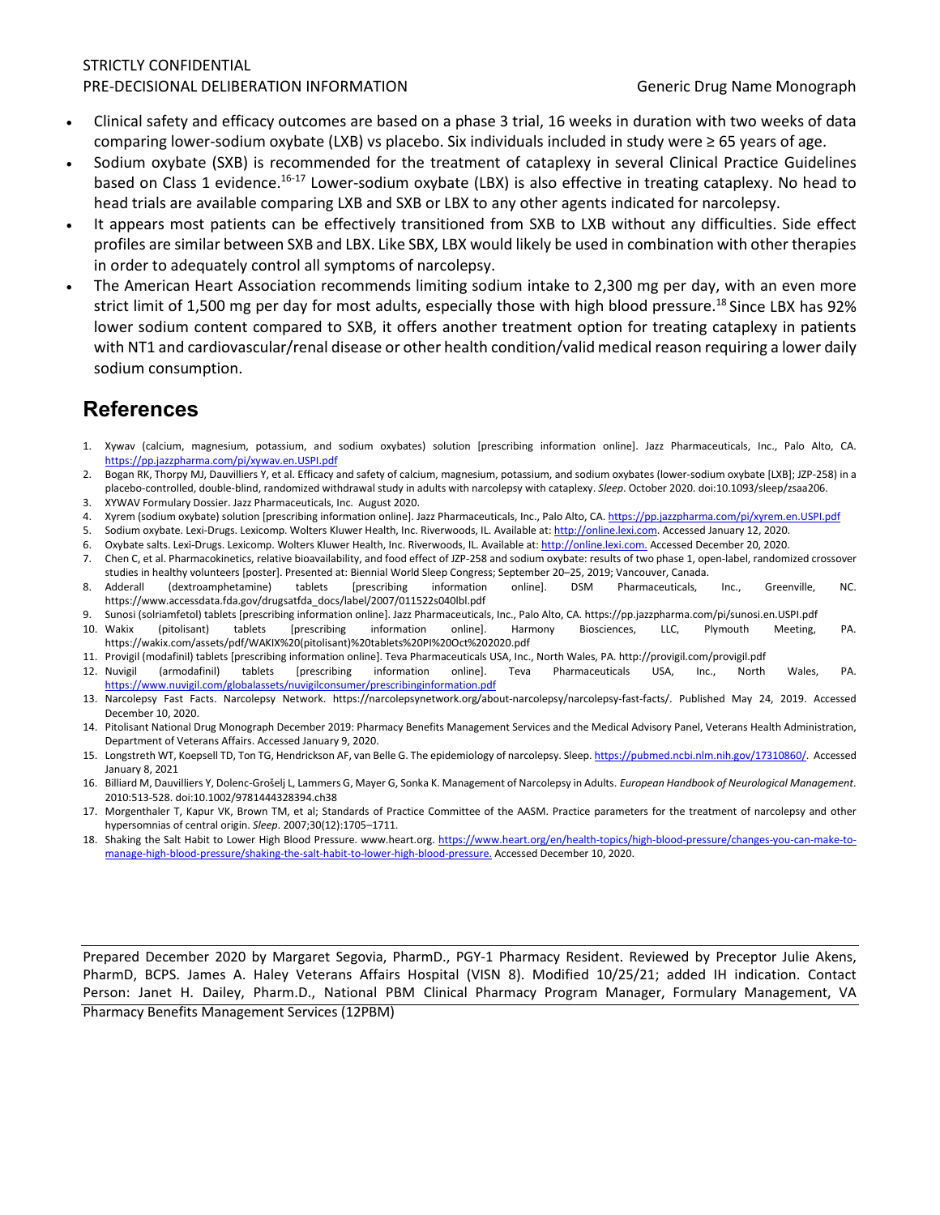- Clinical safety and efficacy outcomes are based on a phase 3 trial, 16 weeks in duration with two weeks of data comparing lower-sodium oxybate (LXB) vs placebo. Six individuals included in study were ≥ 65 years of age.
- Sodium oxybate (SXB) is recommended for the treatment of cataplexy in several Clinical Practice Guidelines based on Class 1 evidence.[16-17] Lower-sodium oxybate (LBX) is also effective in treating cataplexy. No head to head trials are available comparing LXB and SXB or LBX to any other agents indicated for narcolepsy.
- It appears most patients can be effectively transitioned from SXB to LXB without any difficulties. Side effect profiles are similar between SXB and LBX. Like SBX, LBX would likely be used in combination with other therapies in order to adequately control all symptoms of narcolepsy.
- The American Heart Association recommends limiting sodium intake to 2,300 mg per day, with an even more strict limit of 1,500 mg per day for most adults, especially those with high blood pressure.[18] Since LBX has 92% lower sodium content compared to SXB, it offers another treatment option for treating cataplexy in patients with NT1 and cardiovascular/renal disease or other health condition/valid medical reason requiring a lower daily sodium consumption.

# References

1. Xywav (calcium, magnesium, potassium, and sodium oxybates) solution [prescribing information online]. Jazz Pharmaceuticals, Inc., Palo Alto, CA. https://pp.jazzpharma.com/pi/xywav.en.USPI.pdf
2. Bogan RK, Thorpy MJ, Dauvilliers Y, et al. Efficacy and safety of calcium, magnesium, potassium, and sodium oxybates (lower-sodium oxybate [LXB]; JZP-258) in a placebo-controlled, double-blind, randomized withdrawal study in adults with narcolepsy with cataplexy. *Sleep*. October 2020. doi:10.1093/sleep/zsaa206.
3. XYWAV Formulary Dossier. Jazz Pharmaceuticals, Inc. August 2020.
4. Xyrem (sodium oxybate) solution [prescribing information online]. Jazz Pharmaceuticals, Inc., Palo Alto, CA. https://pp.jazzpharma.com/pi/xyrem.en.USPI.pdf
5. Sodium oxybate. Lexi-Drugs. Lexicomp. Wolters Kluwer Health, Inc. Riverwoods, IL. Available at: http://online.lexi.com. Accessed January 12, 2020.
6. Oxybate salts. Lexi-Drugs. Lexicomp. Wolters Kluwer Health, Inc. Riverwoods, IL. Available at: http://online.lexi.com. Accessed December 20, 2020.
7. Chen C, et al. Pharmacokinetics, relative bioavailability, and food effect of JZP-258 and sodium oxybate: results of two phase 1, open-label, randomized crossover studies in healthy volunteers [poster]. Presented at: Biennial World Sleep Congress; September 20–25, 2019; Vancouver, Canada.
8. Adderall (dextroamphetamine) tablets [prescribing information online]. DSM Pharmaceuticals, Inc., Greenville, NC. https://www.accessdata.fda.gov/drugsatfda_docs/label/2007/011522s040lbl.pdf
9. Sunosi (solriamfetol) tablets [prescribing information online]. Jazz Pharmaceuticals, Inc., Palo Alto, CA. https://pp.jazzpharma.com/pi/sunosi.en.USPI.pdf
10. Wakix (pitolisant) tablets [prescribing information online]. Harmony Biosciences, LLC, Plymouth Meeting, PA. https://wakix.com/assets/pdf/WAKIX%20(pitolisant)%20tablets%20PI%20Oct%202020.pdf
11. Provigil (modafinil) tablets [prescribing information online]. Teva Pharmaceuticals USA, Inc., North Wales, PA. http://provigil.com/provigil.pdf
12. Nuvigil (armodafinil) tablets [prescribing information online]. Teva Pharmaceuticals USA, Inc., North Wales, PA. https://www.nuvigil.com/globalassets/nuvigilconsumer/prescribinginformation.pdf
13. Narcolepsy Fast Facts. Narcolepsy Network. https://narcolepsynetwork.org/about-narcolepsy/narcolepsy-fast-facts/. Published May 24, 2019. Accessed December 10, 2020.
14. Pitolisant National Drug Monograph December 2019: Pharmacy Benefits Management Services and the Medical Advisory Panel, Veterans Health Administration, Department of Veterans Affairs. Accessed January 9, 2020.
15. Longstreth WT, Koepsell TD, Ton TG, Hendrickson AF, van Belle G. The epidemiology of narcolepsy. Sleep. https://pubmed.ncbi.nlm.nih.gov/17310860/. Accessed January 8, 2021
16. Billiard M, Dauvilliers Y, Dolenc-Grošelj L, Lammers G, Mayer G, Sonka K. Management of Narcolepsy in Adults. *European Handbook of Neurological Management*. 2010:513-528. doi:10.1002/9781444328394.ch38
17. Morgenthaler T, Kapur VK, Brown TM, et al; Standards of Practice Committee of the AASM. Practice parameters for the treatment of narcolepsy and other hypersomnias of central origin. *Sleep*. 2007;30(12):1705–1711.
18. Shaking the Salt Habit to Lower High Blood Pressure. www.heart.org. https://www.heart.org/en/health-topics/high-blood-pressure/changes-you-can-make-to-manage-high-blood-pressure/shaking-the-salt-habit-to-lower-high-blood-pressure. Accessed December 10, 2020.

Prepared December 2020 by Margaret Segovia, PharmD., PGY-1 Pharmacy Resident. Reviewed by Preceptor Julie Akens, PharmD, BCPS. James A. Haley Veterans Affairs Hospital (VISN 8). Modified 10/25/21; added IH indication. Contact Person: Janet H. Dailey, Pharm.D., National PBM Clinical Pharmacy Program Manager, Formulary Management, VA Pharmacy Benefits Management Services (12PBM)